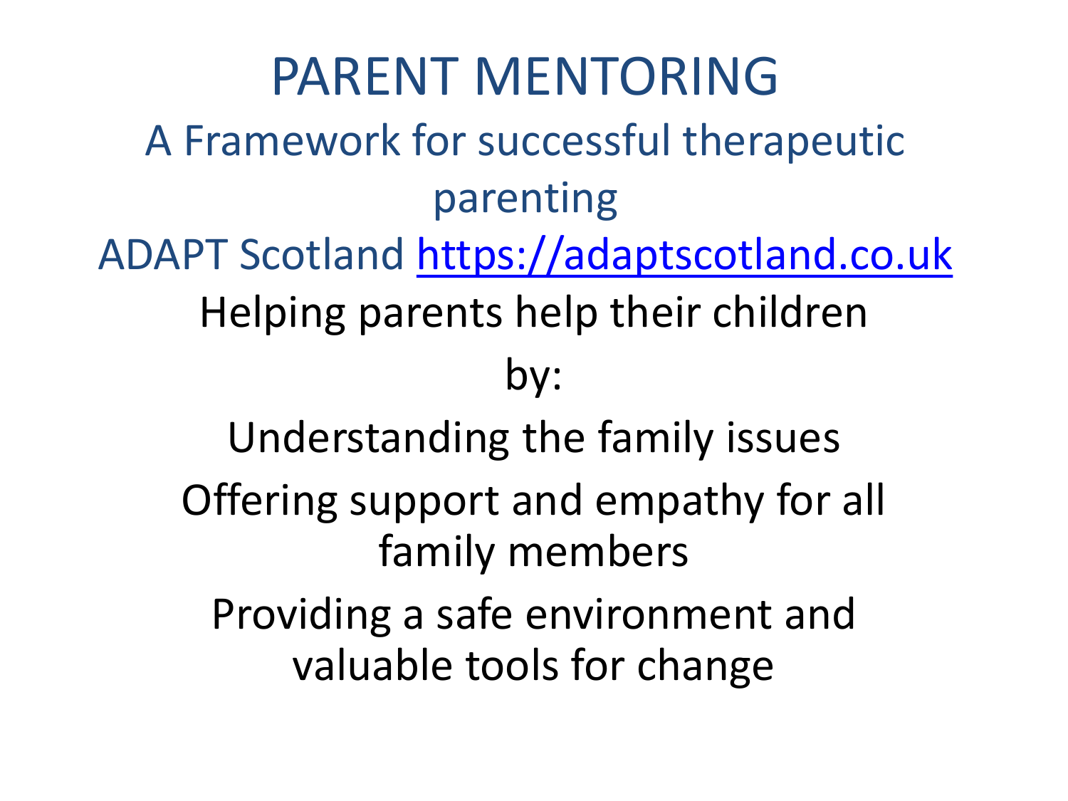# PARENT MENTORING

## A Framework for successful therapeutic parenting

ADAPT Scotland https://adaptscotland.co.uk

Helping parents help their children

by:

Understanding the family issues

Offering support and empathy for all family members

Providing a safe environment and valuable tools for change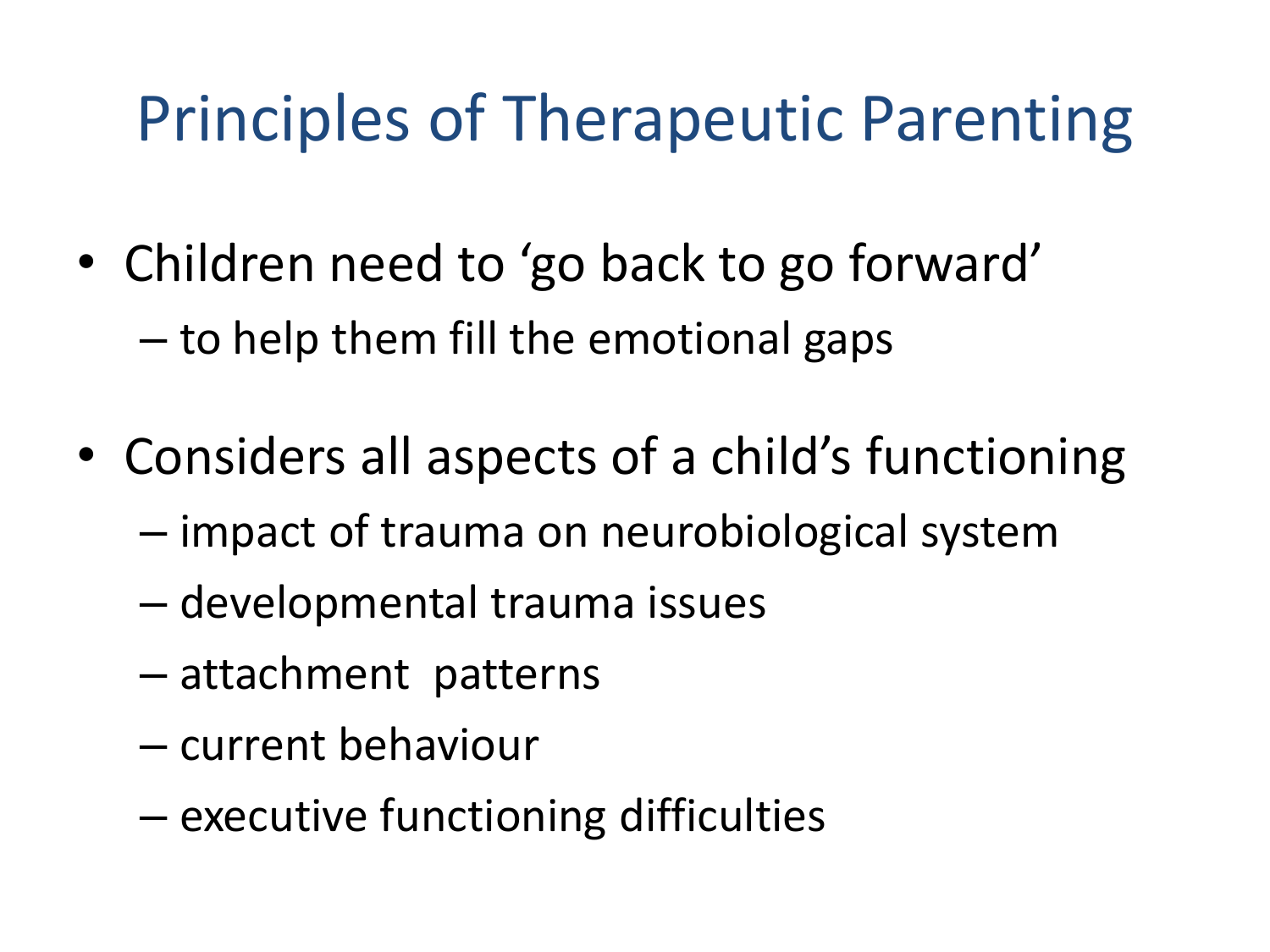# Principles of Therapeutic Parenting

- Children need to 'go back to go forward'
  - to help them fill the emotional gaps

- Considers all aspects of a child's functioning
  - impact of trauma on neurobiological system
  - developmental trauma issues
  - attachment patterns
  - current behaviour
  - executive functioning difficulties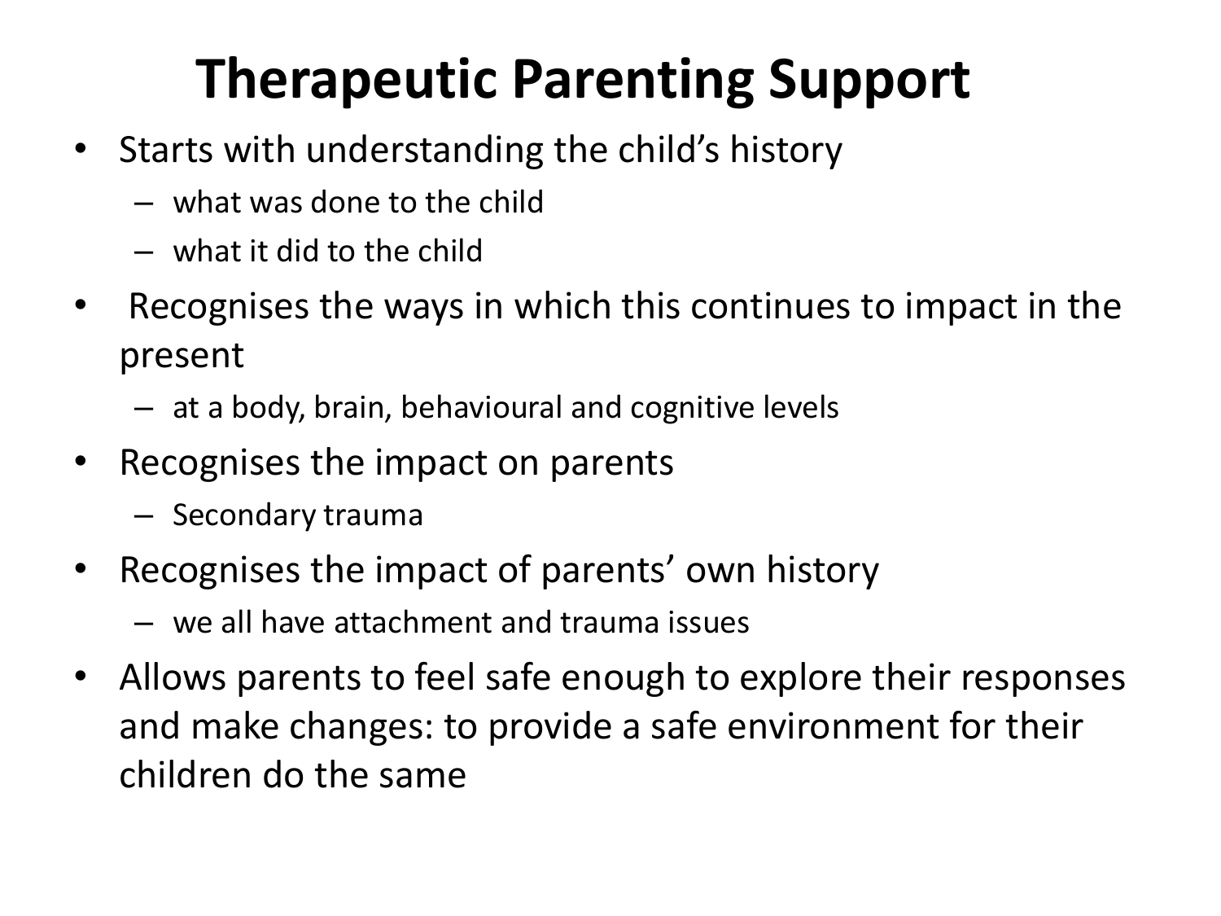# Therapeutic Parenting Support

- Starts with understanding the child's history
  - what was done to the child
  - what it did to the child
- Recognises the ways in which this continues to impact in the present
  - at a body, brain, behavioural and cognitive levels
- Recognises the impact on parents
  - Secondary trauma
- Recognises the impact of parents' own history
  - we all have attachment and trauma issues
- Allows parents to feel safe enough to explore their responses and make changes: to provide a safe environment for their children do the same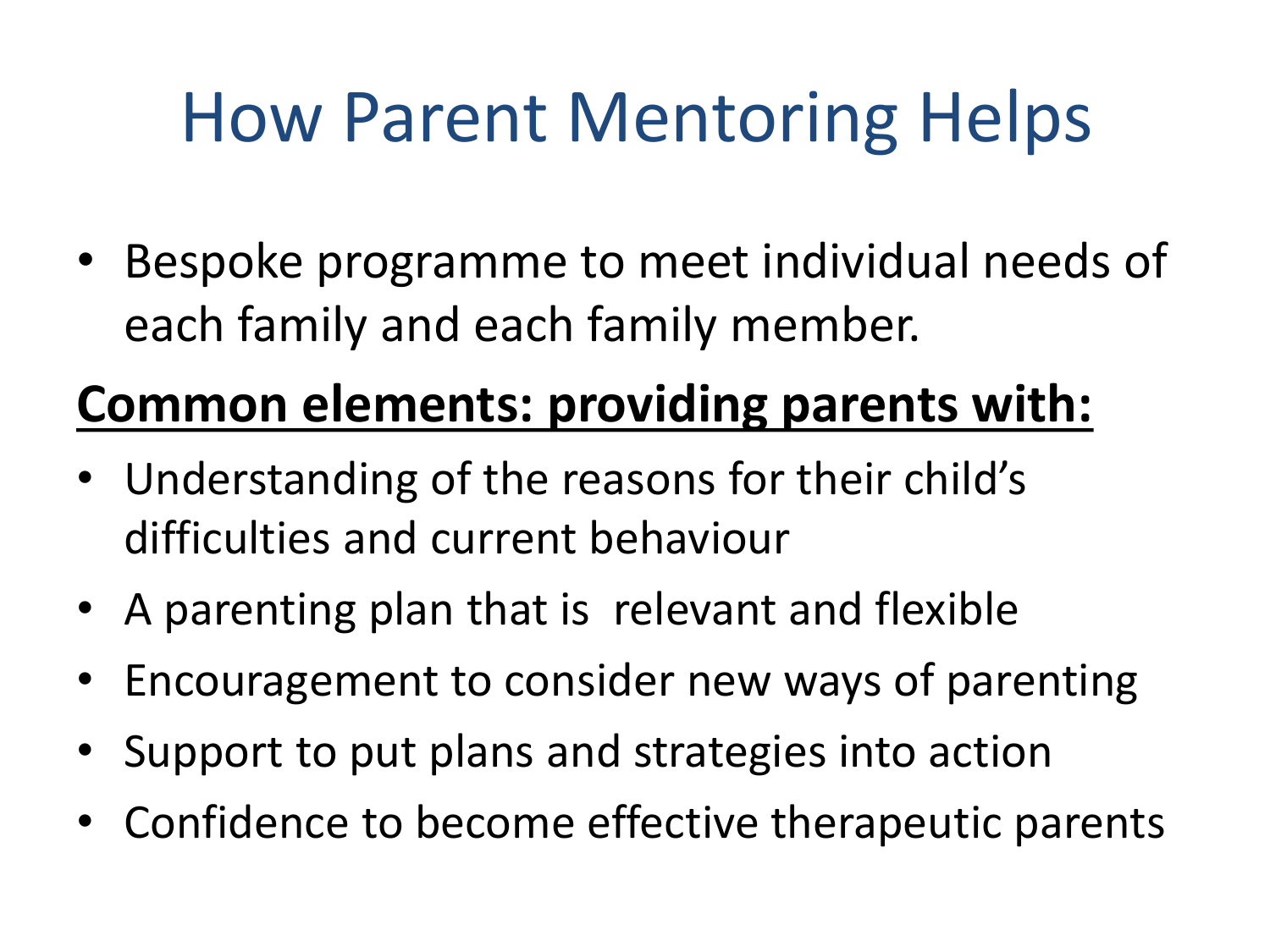# How Parent Mentoring Helps

- Bespoke programme to meet individual needs of each family and each family member.

**<u>Common elements: providing parents with:</u>**

- Understanding of the reasons for their child's difficulties and current behaviour
- A parenting plan that is relevant and flexible
- Encouragement to consider new ways of parenting
- Support to put plans and strategies into action
- Confidence to become effective therapeutic parents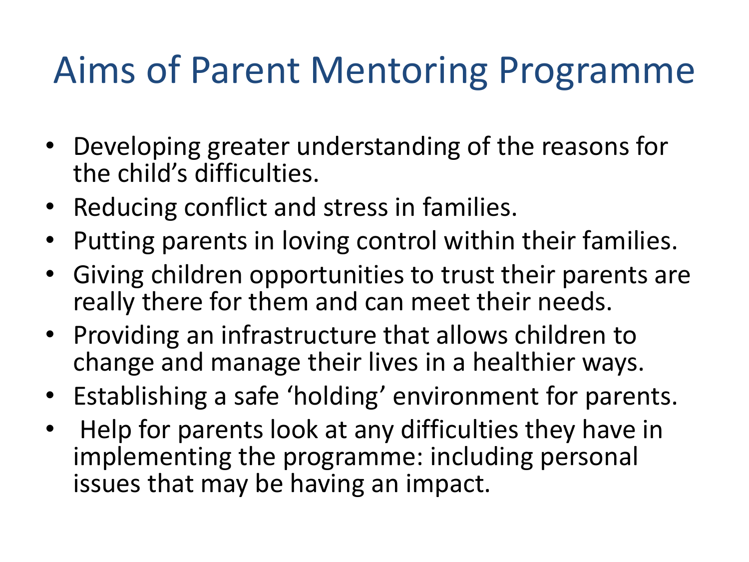# Aims of Parent Mentoring Programme

- Developing greater understanding of the reasons for the child's difficulties.
- Reducing conflict and stress in families.
- Putting parents in loving control within their families.
- Giving children opportunities to trust their parents are really there for them and can meet their needs.
- Providing an infrastructure that allows children to change and manage their lives in a healthier ways.
- Establishing a safe 'holding' environment for parents.
- Help for parents look at any difficulties they have in implementing the programme: including personal issues that may be having an impact.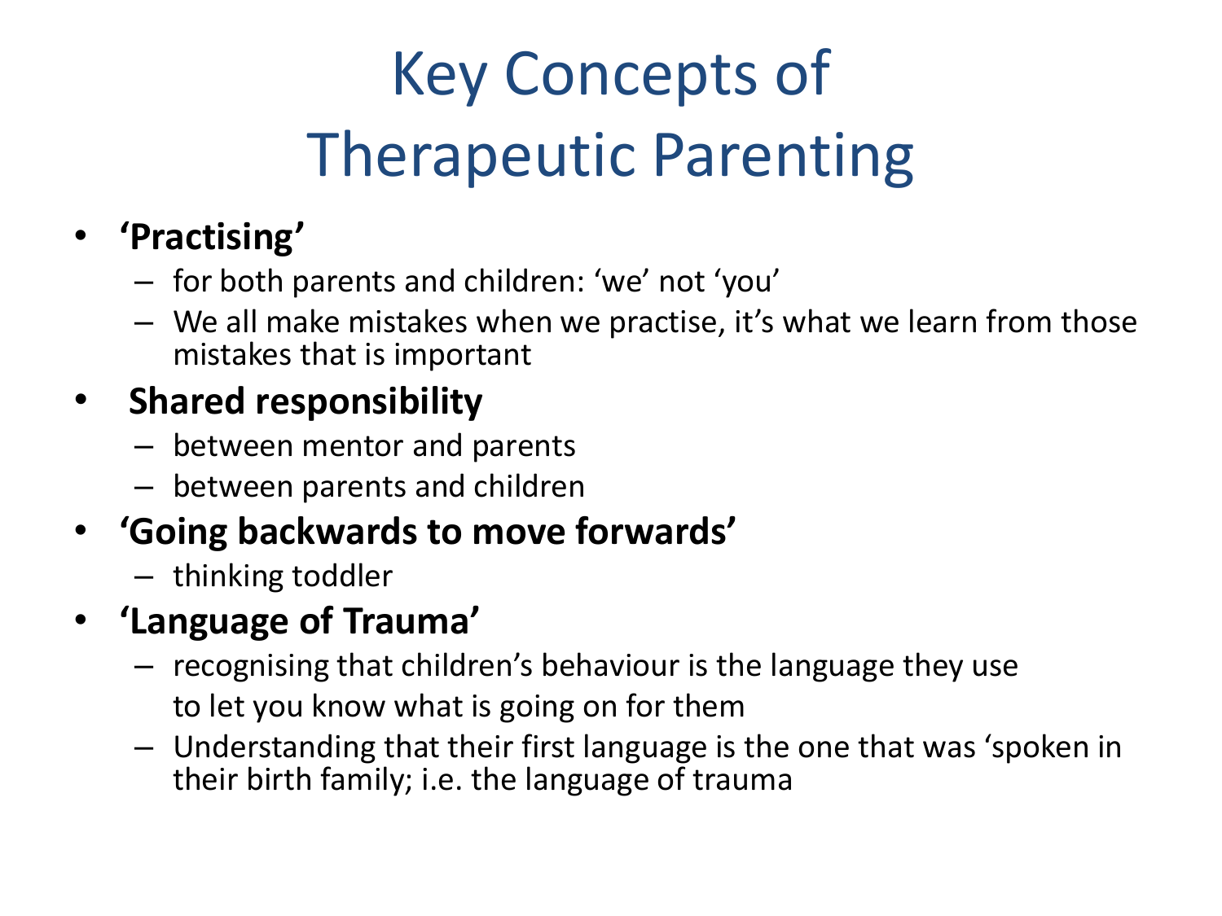# Key Concepts of Therapeutic Parenting

- **'Practising'**
  - for both parents and children: 'we' not 'you'
  - We all make mistakes when we practise, it's what we learn from those mistakes that is important
- **Shared responsibility**
  - between mentor and parents
  - between parents and children
- **'Going backwards to move forwards'**
  - thinking toddler
- **'Language of Trauma'**
  - recognising that children's behaviour is the language they use to let you know what is going on for them
  - Understanding that their first language is the one that was 'spoken in their birth family; i.e. the language of trauma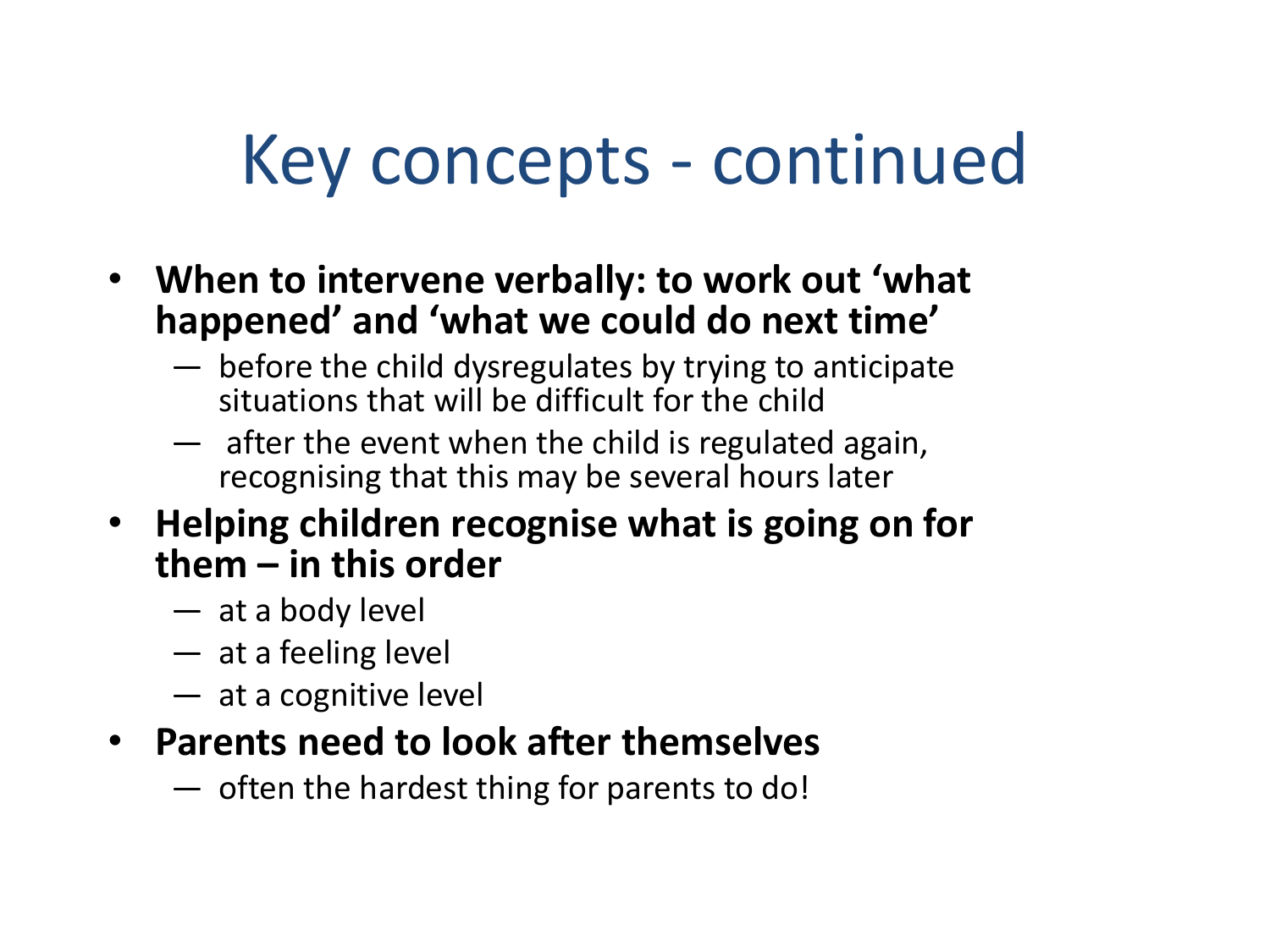# Key concepts - continued

- **When to intervene verbally: to work out 'what happened' and 'what we could do next time'**
  - before the child dysregulates by trying to anticipate situations that will be difficult for the child
  - after the event when the child is regulated again, recognising that this may be several hours later
- **Helping children recognise what is going on for them – in this order**
  - at a body level
  - at a feeling level
  - at a cognitive level
- **Parents need to look after themselves**
  - often the hardest thing for parents to do!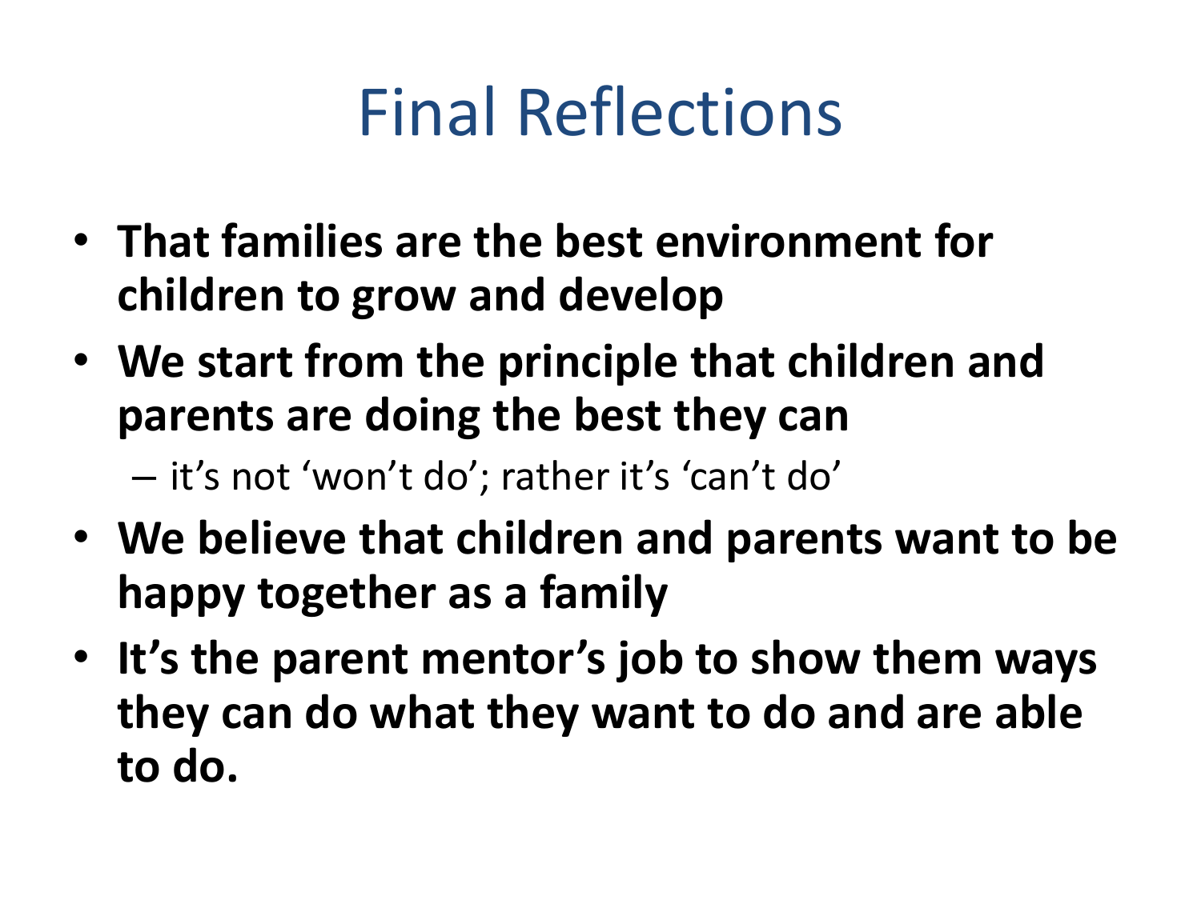# Final Reflections

- **That families are the best environment for children to grow and develop**
- **We start from the principle that children and parents are doing the best they can**
  - it's not 'won't do'; rather it's 'can't do'
- **We believe that children and parents want to be happy together as a family**
- **It's the parent mentor's job to show them ways they can do what they want to do and are able to do.**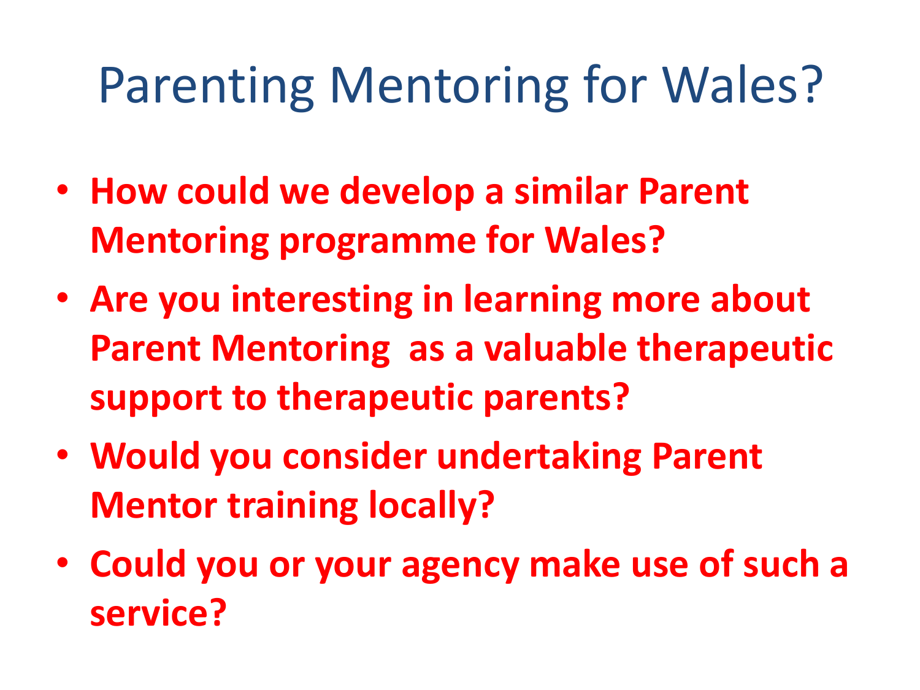# Parenting Mentoring for Wales?

- **How could we develop a similar Parent Mentoring programme for Wales?**
- **Are you interesting in learning more about Parent Mentoring as a valuable therapeutic support to therapeutic parents?**
- **Would you consider undertaking Parent Mentor training locally?**
- **Could you or your agency make use of such a service?**